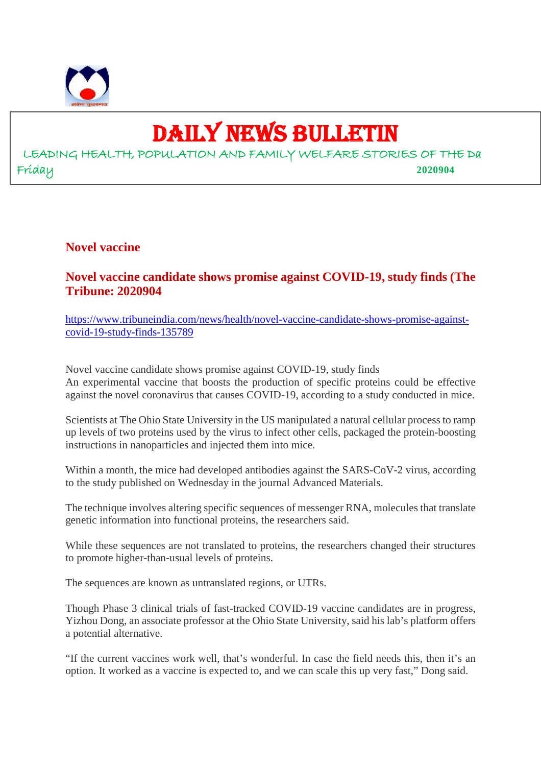# DAILY NEWS BULLETIN

LEADING HEALTH, POPULATION AND FAMILY WELFARE STORIES OF THE Da

Friday 2020904

## Novel vaccine

### Novel vaccine candidate shows promise against COVID-19, study finds (The Tribune: 2020904

https://www.tribuneindia.com/news/health/novel-vaccine-candidate-shows-promise-against-covid-19-study-finds-135789

Novel vaccine candidate shows promise against COVID-19, study finds
An experimental vaccine that boosts the production of specific proteins could be effective against the novel coronavirus that causes COVID-19, according to a study conducted in mice.

Scientists at The Ohio State University in the US manipulated a natural cellular process to ramp up levels of two proteins used by the virus to infect other cells, packaged the protein-boosting instructions in nanoparticles and injected them into mice.

Within a month, the mice had developed antibodies against the SARS-CoV-2 virus, according to the study published on Wednesday in the journal Advanced Materials.

The technique involves altering specific sequences of messenger RNA, molecules that translate genetic information into functional proteins, the researchers said.

While these sequences are not translated to proteins, the researchers changed their structures to promote higher-than-usual levels of proteins.

The sequences are known as untranslated regions, or UTRs.

Though Phase 3 clinical trials of fast-tracked COVID-19 vaccine candidates are in progress, Yizhou Dong, an associate professor at the Ohio State University, said his lab's platform offers a potential alternative.

"If the current vaccines work well, that's wonderful. In case the field needs this, then it's an option. It worked as a vaccine is expected to, and we can scale this up very fast," Dong said.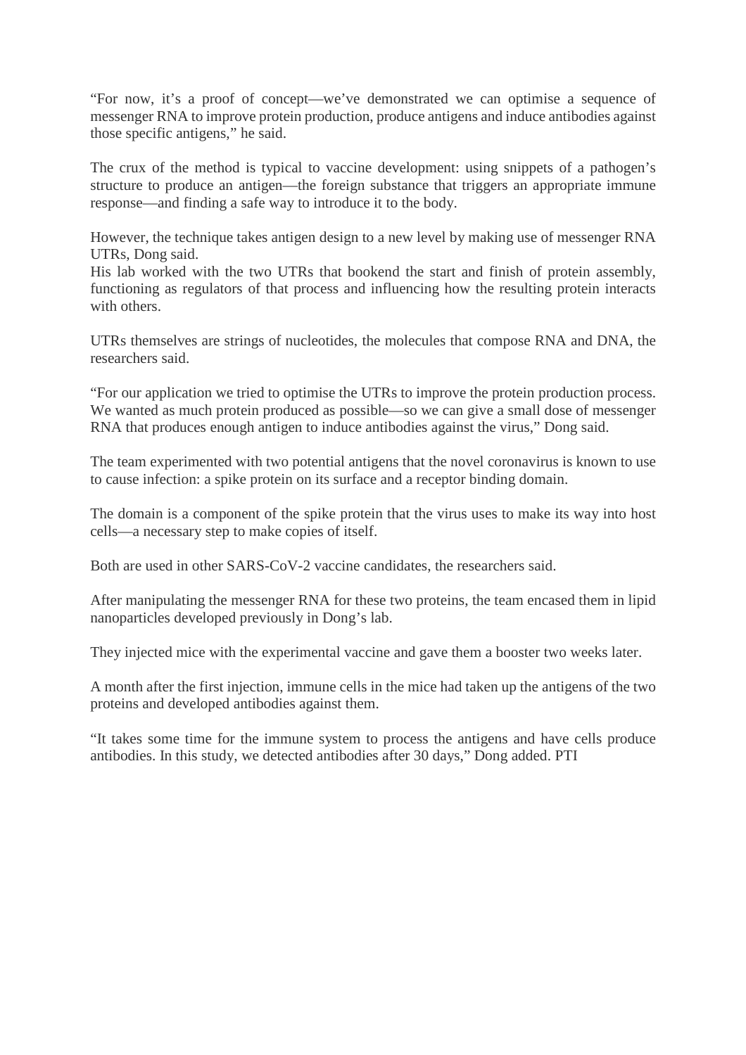"For now, it's a proof of concept—we've demonstrated we can optimise a sequence of messenger RNA to improve protein production, produce antigens and induce antibodies against those specific antigens," he said.

The crux of the method is typical to vaccine development: using snippets of a pathogen's structure to produce an antigen—the foreign substance that triggers an appropriate immune response—and finding a safe way to introduce it to the body.

However, the technique takes antigen design to a new level by making use of messenger RNA UTRs, Dong said.
His lab worked with the two UTRs that bookend the start and finish of protein assembly, functioning as regulators of that process and influencing how the resulting protein interacts with others.

UTRs themselves are strings of nucleotides, the molecules that compose RNA and DNA, the researchers said.

"For our application we tried to optimise the UTRs to improve the protein production process. We wanted as much protein produced as possible—so we can give a small dose of messenger RNA that produces enough antigen to induce antibodies against the virus," Dong said.

The team experimented with two potential antigens that the novel coronavirus is known to use to cause infection: a spike protein on its surface and a receptor binding domain.

The domain is a component of the spike protein that the virus uses to make its way into host cells—a necessary step to make copies of itself.

Both are used in other SARS-CoV-2 vaccine candidates, the researchers said.

After manipulating the messenger RNA for these two proteins, the team encased them in lipid nanoparticles developed previously in Dong's lab.

They injected mice with the experimental vaccine and gave them a booster two weeks later.

A month after the first injection, immune cells in the mice had taken up the antigens of the two proteins and developed antibodies against them.

"It takes some time for the immune system to process the antigens and have cells produce antibodies. In this study, we detected antibodies after 30 days," Dong added. PTI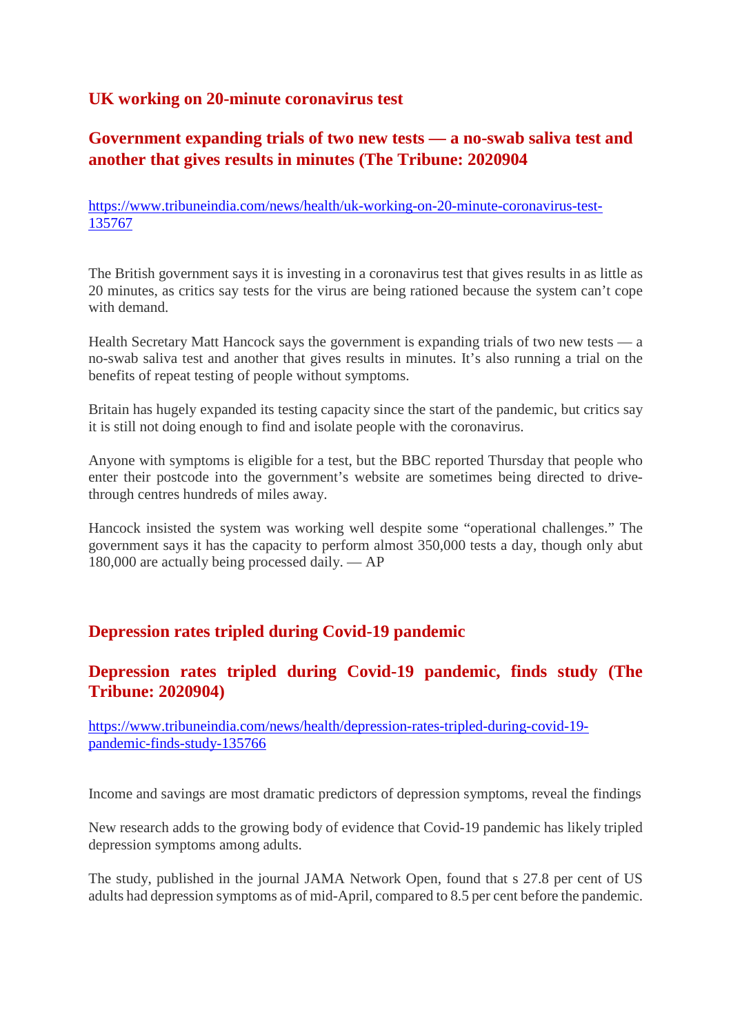## UK working on 20-minute coronavirus test

## Government expanding trials of two new tests — a no-swab saliva test and another that gives results in minutes (The Tribune: 2020904

https://www.tribuneindia.com/news/health/uk-working-on-20-minute-coronavirus-test-135767

The British government says it is investing in a coronavirus test that gives results in as little as 20 minutes, as critics say tests for the virus are being rationed because the system can't cope with demand.

Health Secretary Matt Hancock says the government is expanding trials of two new tests — a no-swab saliva test and another that gives results in minutes. It's also running a trial on the benefits of repeat testing of people without symptoms.

Britain has hugely expanded its testing capacity since the start of the pandemic, but critics say it is still not doing enough to find and isolate people with the coronavirus.

Anyone with symptoms is eligible for a test, but the BBC reported Thursday that people who enter their postcode into the government's website are sometimes being directed to drive-through centres hundreds of miles away.

Hancock insisted the system was working well despite some "operational challenges." The government says it has the capacity to perform almost 350,000 tests a day, though only abut 180,000 are actually being processed daily. — AP

## Depression rates tripled during Covid-19 pandemic

## Depression rates tripled during Covid-19 pandemic, finds study (The Tribune: 2020904)

https://www.tribuneindia.com/news/health/depression-rates-tripled-during-covid-19-pandemic-finds-study-135766

Income and savings are most dramatic predictors of depression symptoms, reveal the findings

New research adds to the growing body of evidence that Covid-19 pandemic has likely tripled depression symptoms among adults.

The study, published in the journal JAMA Network Open, found that s 27.8 per cent of US adults had depression symptoms as of mid-April, compared to 8.5 per cent before the pandemic.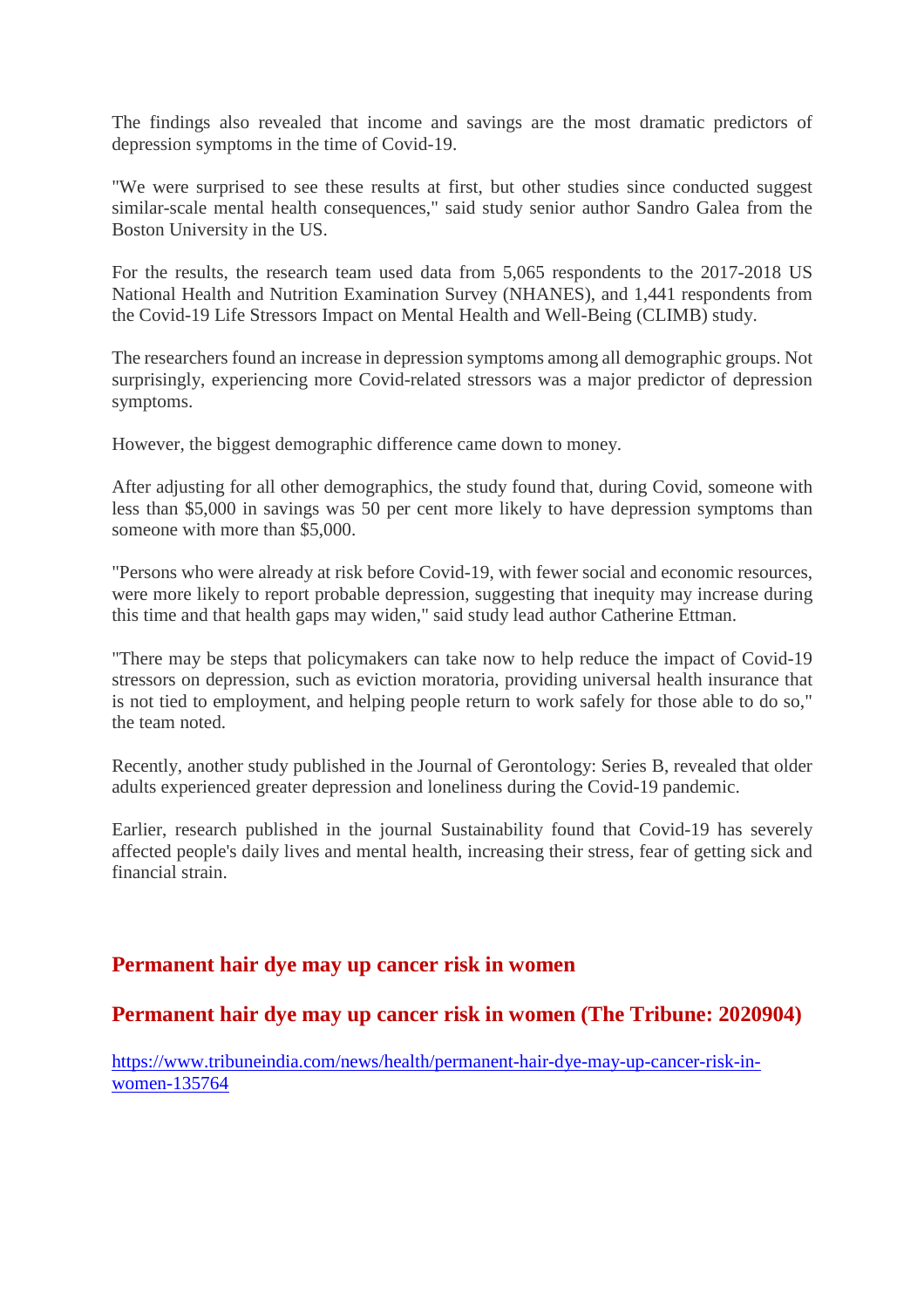The findings also revealed that income and savings are the most dramatic predictors of depression symptoms in the time of Covid-19.

"We were surprised to see these results at first, but other studies since conducted suggest similar-scale mental health consequences," said study senior author Sandro Galea from the Boston University in the US.

For the results, the research team used data from 5,065 respondents to the 2017-2018 US National Health and Nutrition Examination Survey (NHANES), and 1,441 respondents from the Covid-19 Life Stressors Impact on Mental Health and Well-Being (CLIMB) study.

The researchers found an increase in depression symptoms among all demographic groups. Not surprisingly, experiencing more Covid-related stressors was a major predictor of depression symptoms.

However, the biggest demographic difference came down to money.

After adjusting for all other demographics, the study found that, during Covid, someone with less than $5,000 in savings was 50 per cent more likely to have depression symptoms than someone with more than $5,000.

"Persons who were already at risk before Covid-19, with fewer social and economic resources, were more likely to report probable depression, suggesting that inequity may increase during this time and that health gaps may widen," said study lead author Catherine Ettman.

"There may be steps that policymakers can take now to help reduce the impact of Covid-19 stressors on depression, such as eviction moratoria, providing universal health insurance that is not tied to employment, and helping people return to work safely for those able to do so," the team noted.

Recently, another study published in the Journal of Gerontology: Series B, revealed that older adults experienced greater depression and loneliness during the Covid-19 pandemic.

Earlier, research published in the journal Sustainability found that Covid-19 has severely affected people's daily lives and mental health, increasing their stress, fear of getting sick and financial strain.

## Permanent hair dye may up cancer risk in women

## Permanent hair dye may up cancer risk in women (The Tribune: 2020904)

https://www.tribuneindia.com/news/health/permanent-hair-dye-may-up-cancer-risk-in-women-135764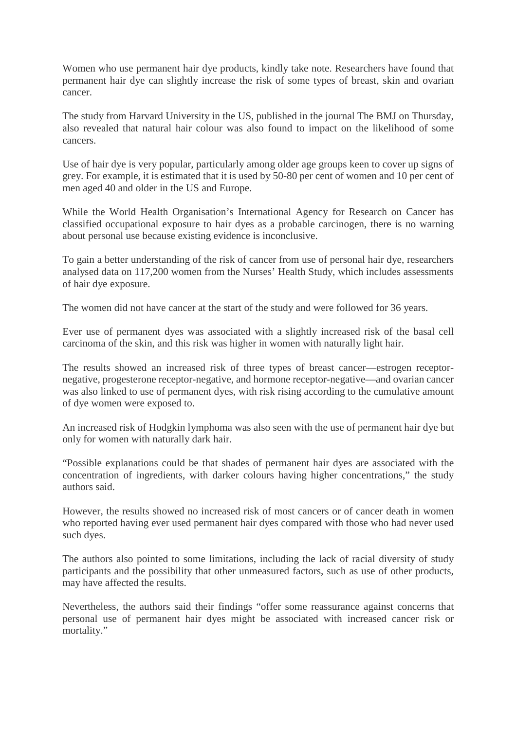Women who use permanent hair dye products, kindly take note. Researchers have found that permanent hair dye can slightly increase the risk of some types of breast, skin and ovarian cancer.

The study from Harvard University in the US, published in the journal The BMJ on Thursday, also revealed that natural hair colour was also found to impact on the likelihood of some cancers.

Use of hair dye is very popular, particularly among older age groups keen to cover up signs of grey. For example, it is estimated that it is used by 50-80 per cent of women and 10 per cent of men aged 40 and older in the US and Europe.

While the World Health Organisation's International Agency for Research on Cancer has classified occupational exposure to hair dyes as a probable carcinogen, there is no warning about personal use because existing evidence is inconclusive.

To gain a better understanding of the risk of cancer from use of personal hair dye, researchers analysed data on 117,200 women from the Nurses' Health Study, which includes assessments of hair dye exposure.

The women did not have cancer at the start of the study and were followed for 36 years.

Ever use of permanent dyes was associated with a slightly increased risk of the basal cell carcinoma of the skin, and this risk was higher in women with naturally light hair.

The results showed an increased risk of three types of breast cancer—estrogen receptor-negative, progesterone receptor-negative, and hormone receptor-negative—and ovarian cancer was also linked to use of permanent dyes, with risk rising according to the cumulative amount of dye women were exposed to.

An increased risk of Hodgkin lymphoma was also seen with the use of permanent hair dye but only for women with naturally dark hair.

"Possible explanations could be that shades of permanent hair dyes are associated with the concentration of ingredients, with darker colours having higher concentrations," the study authors said.

However, the results showed no increased risk of most cancers or of cancer death in women who reported having ever used permanent hair dyes compared with those who had never used such dyes.

The authors also pointed to some limitations, including the lack of racial diversity of study participants and the possibility that other unmeasured factors, such as use of other products, may have affected the results.

Nevertheless, the authors said their findings "offer some reassurance against concerns that personal use of permanent hair dyes might be associated with increased cancer risk or mortality."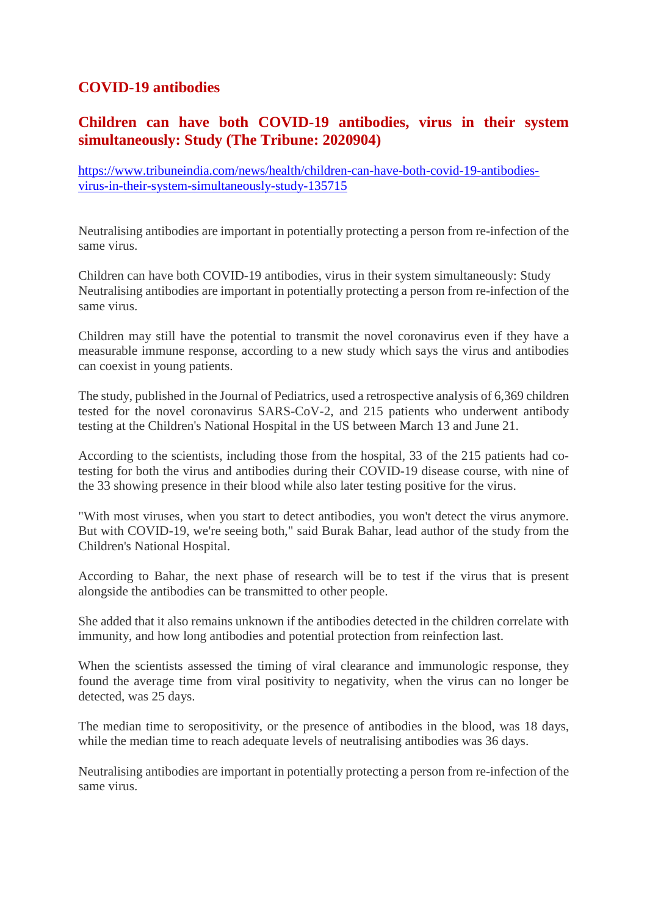## COVID-19 antibodies

## Children can have both COVID-19 antibodies, virus in their system simultaneously: Study (The Tribune: 2020904)

https://www.tribuneindia.com/news/health/children-can-have-both-covid-19-antibodies-virus-in-their-system-simultaneously-study-135715

Neutralising antibodies are important in potentially protecting a person from re-infection of the same virus.

Children can have both COVID-19 antibodies, virus in their system simultaneously: Study
Neutralising antibodies are important in potentially protecting a person from re-infection of the same virus.

Children may still have the potential to transmit the novel coronavirus even if they have a measurable immune response, according to a new study which says the virus and antibodies can coexist in young patients.

The study, published in the Journal of Pediatrics, used a retrospective analysis of 6,369 children tested for the novel coronavirus SARS-CoV-2, and 215 patients who underwent antibody testing at the Children's National Hospital in the US between March 13 and June 21.

According to the scientists, including those from the hospital, 33 of the 215 patients had co-testing for both the virus and antibodies during their COVID-19 disease course, with nine of the 33 showing presence in their blood while also later testing positive for the virus.

"With most viruses, when you start to detect antibodies, you won't detect the virus anymore. But with COVID-19, we're seeing both," said Burak Bahar, lead author of the study from the Children's National Hospital.

According to Bahar, the next phase of research will be to test if the virus that is present alongside the antibodies can be transmitted to other people.

She added that it also remains unknown if the antibodies detected in the children correlate with immunity, and how long antibodies and potential protection from reinfection last.

When the scientists assessed the timing of viral clearance and immunologic response, they found the average time from viral positivity to negativity, when the virus can no longer be detected, was 25 days.

The median time to seropositivity, or the presence of antibodies in the blood, was 18 days, while the median time to reach adequate levels of neutralising antibodies was 36 days.

Neutralising antibodies are important in potentially protecting a person from re-infection of the same virus.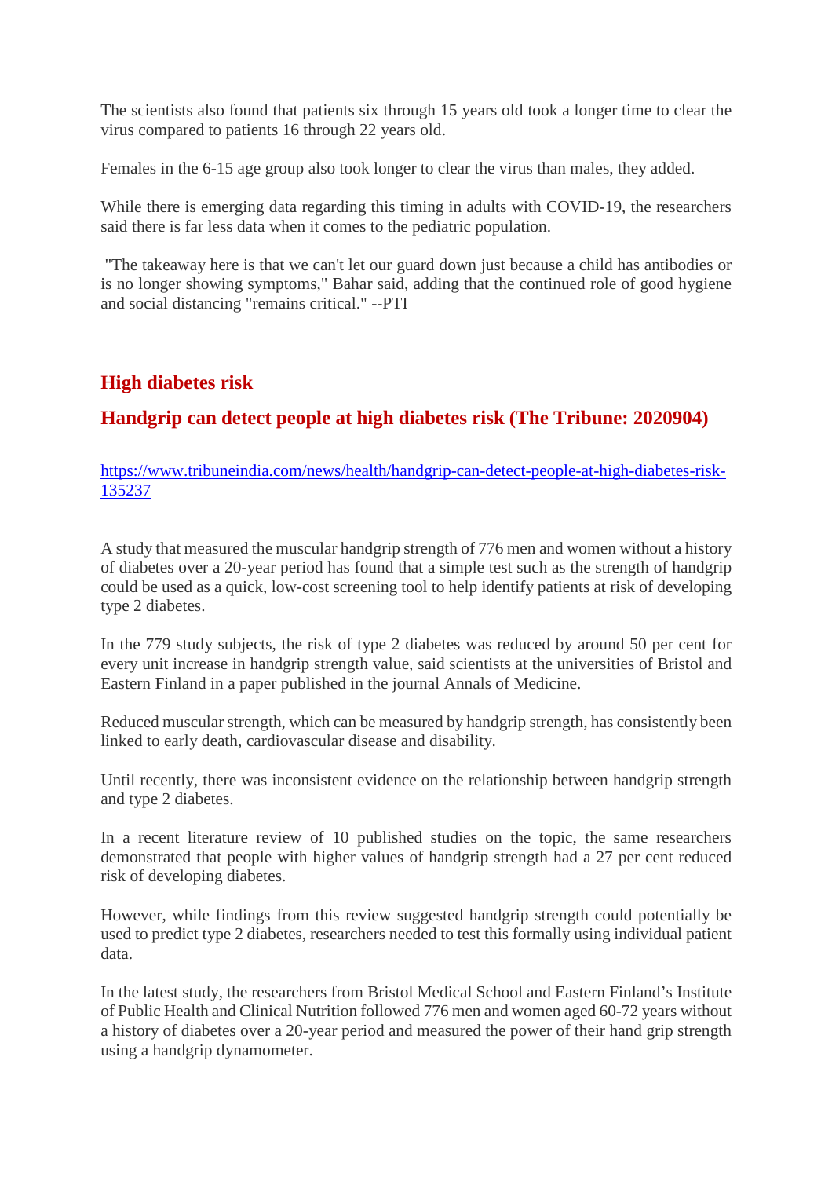The scientists also found that patients six through 15 years old took a longer time to clear the virus compared to patients 16 through 22 years old.

Females in the 6-15 age group also took longer to clear the virus than males, they added.

While there is emerging data regarding this timing in adults with COVID-19, the researchers said there is far less data when it comes to the pediatric population.

"The takeaway here is that we can't let our guard down just because a child has antibodies or is no longer showing symptoms," Bahar said, adding that the continued role of good hygiene and social distancing "remains critical." --PTI

## High diabetes risk

## Handgrip can detect people at high diabetes risk (The Tribune: 2020904)

https://www.tribuneindia.com/news/health/handgrip-can-detect-people-at-high-diabetes-risk-135237

A study that measured the muscular handgrip strength of 776 men and women without a history of diabetes over a 20-year period has found that a simple test such as the strength of handgrip could be used as a quick, low-cost screening tool to help identify patients at risk of developing type 2 diabetes.

In the 779 study subjects, the risk of type 2 diabetes was reduced by around 50 per cent for every unit increase in handgrip strength value, said scientists at the universities of Bristol and Eastern Finland in a paper published in the journal Annals of Medicine.

Reduced muscular strength, which can be measured by handgrip strength, has consistently been linked to early death, cardiovascular disease and disability.

Until recently, there was inconsistent evidence on the relationship between handgrip strength and type 2 diabetes.

In a recent literature review of 10 published studies on the topic, the same researchers demonstrated that people with higher values of handgrip strength had a 27 per cent reduced risk of developing diabetes.

However, while findings from this review suggested handgrip strength could potentially be used to predict type 2 diabetes, researchers needed to test this formally using individual patient data.

In the latest study, the researchers from Bristol Medical School and Eastern Finland's Institute of Public Health and Clinical Nutrition followed 776 men and women aged 60-72 years without a history of diabetes over a 20-year period and measured the power of their hand grip strength using a handgrip dynamometer.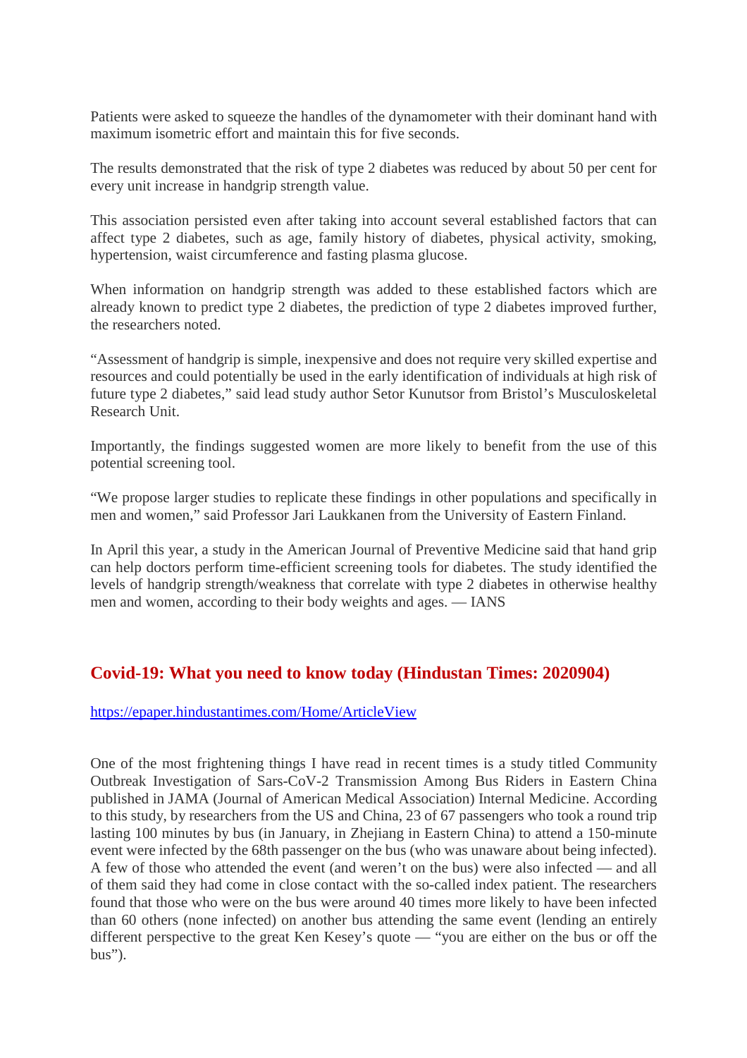Patients were asked to squeeze the handles of the dynamometer with their dominant hand with maximum isometric effort and maintain this for five seconds.

The results demonstrated that the risk of type 2 diabetes was reduced by about 50 per cent for every unit increase in handgrip strength value.

This association persisted even after taking into account several established factors that can affect type 2 diabetes, such as age, family history of diabetes, physical activity, smoking, hypertension, waist circumference and fasting plasma glucose.

When information on handgrip strength was added to these established factors which are already known to predict type 2 diabetes, the prediction of type 2 diabetes improved further, the researchers noted.

"Assessment of handgrip is simple, inexpensive and does not require very skilled expertise and resources and could potentially be used in the early identification of individuals at high risk of future type 2 diabetes," said lead study author Setor Kunutsor from Bristol's Musculoskeletal Research Unit.

Importantly, the findings suggested women are more likely to benefit from the use of this potential screening tool.

"We propose larger studies to replicate these findings in other populations and specifically in men and women," said Professor Jari Laukkanen from the University of Eastern Finland.

In April this year, a study in the American Journal of Preventive Medicine said that hand grip can help doctors perform time-efficient screening tools for diabetes. The study identified the levels of handgrip strength/weakness that correlate with type 2 diabetes in otherwise healthy men and women, according to their body weights and ages. — IANS

## Covid-19: What you need to know today (Hindustan Times: 2020904)

https://epaper.hindustantimes.com/Home/ArticleView

One of the most frightening things I have read in recent times is a study titled Community Outbreak Investigation of Sars-CoV-2 Transmission Among Bus Riders in Eastern China published in JAMA (Journal of American Medical Association) Internal Medicine. According to this study, by researchers from the US and China, 23 of 67 passengers who took a round trip lasting 100 minutes by bus (in January, in Zhejiang in Eastern China) to attend a 150-minute event were infected by the 68th passenger on the bus (who was unaware about being infected). A few of those who attended the event (and weren't on the bus) were also infected — and all of them said they had come in close contact with the so-called index patient. The researchers found that those who were on the bus were around 40 times more likely to have been infected than 60 others (none infected) on another bus attending the same event (lending an entirely different perspective to the great Ken Kesey's quote — "you are either on the bus or off the bus").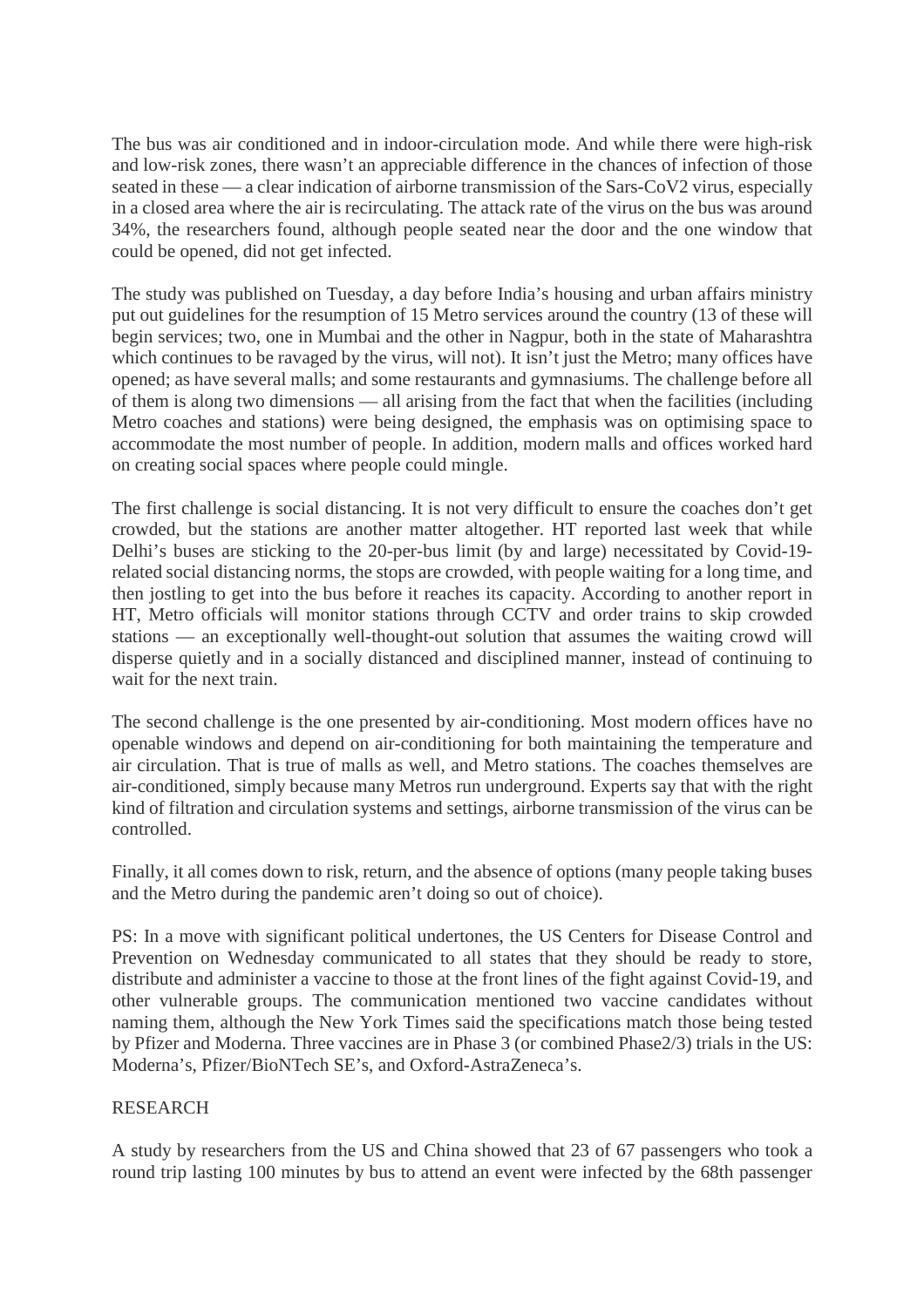The bus was air conditioned and in indoor-circulation mode. And while there were high-risk and low-risk zones, there wasn't an appreciable difference in the chances of infection of those seated in these — a clear indication of airborne transmission of the Sars-CoV2 virus, especially in a closed area where the air is recirculating. The attack rate of the virus on the bus was around 34%, the researchers found, although people seated near the door and the one window that could be opened, did not get infected.

The study was published on Tuesday, a day before India's housing and urban affairs ministry put out guidelines for the resumption of 15 Metro services around the country (13 of these will begin services; two, one in Mumbai and the other in Nagpur, both in the state of Maharashtra which continues to be ravaged by the virus, will not). It isn't just the Metro; many offices have opened; as have several malls; and some restaurants and gymnasiums. The challenge before all of them is along two dimensions — all arising from the fact that when the facilities (including Metro coaches and stations) were being designed, the emphasis was on optimising space to accommodate the most number of people. In addition, modern malls and offices worked hard on creating social spaces where people could mingle.

The first challenge is social distancing. It is not very difficult to ensure the coaches don't get crowded, but the stations are another matter altogether. HT reported last week that while Delhi's buses are sticking to the 20-per-bus limit (by and large) necessitated by Covid-19-related social distancing norms, the stops are crowded, with people waiting for a long time, and then jostling to get into the bus before it reaches its capacity. According to another report in HT, Metro officials will monitor stations through CCTV and order trains to skip crowded stations — an exceptionally well-thought-out solution that assumes the waiting crowd will disperse quietly and in a socially distanced and disciplined manner, instead of continuing to wait for the next train.

The second challenge is the one presented by air-conditioning. Most modern offices have no openable windows and depend on air-conditioning for both maintaining the temperature and air circulation. That is true of malls as well, and Metro stations. The coaches themselves are air-conditioned, simply because many Metros run underground. Experts say that with the right kind of filtration and circulation systems and settings, airborne transmission of the virus can be controlled.

Finally, it all comes down to risk, return, and the absence of options (many people taking buses and the Metro during the pandemic aren't doing so out of choice).

PS: In a move with significant political undertones, the US Centers for Disease Control and Prevention on Wednesday communicated to all states that they should be ready to store, distribute and administer a vaccine to those at the front lines of the fight against Covid-19, and other vulnerable groups. The communication mentioned two vaccine candidates without naming them, although the New York Times said the specifications match those being tested by Pfizer and Moderna. Three vaccines are in Phase 3 (or combined Phase2/3) trials in the US: Moderna's, Pfizer/BioNTech SE's, and Oxford-AstraZeneca's.

RESEARCH

A study by researchers from the US and China showed that 23 of 67 passengers who took a round trip lasting 100 minutes by bus to attend an event were infected by the 68th passenger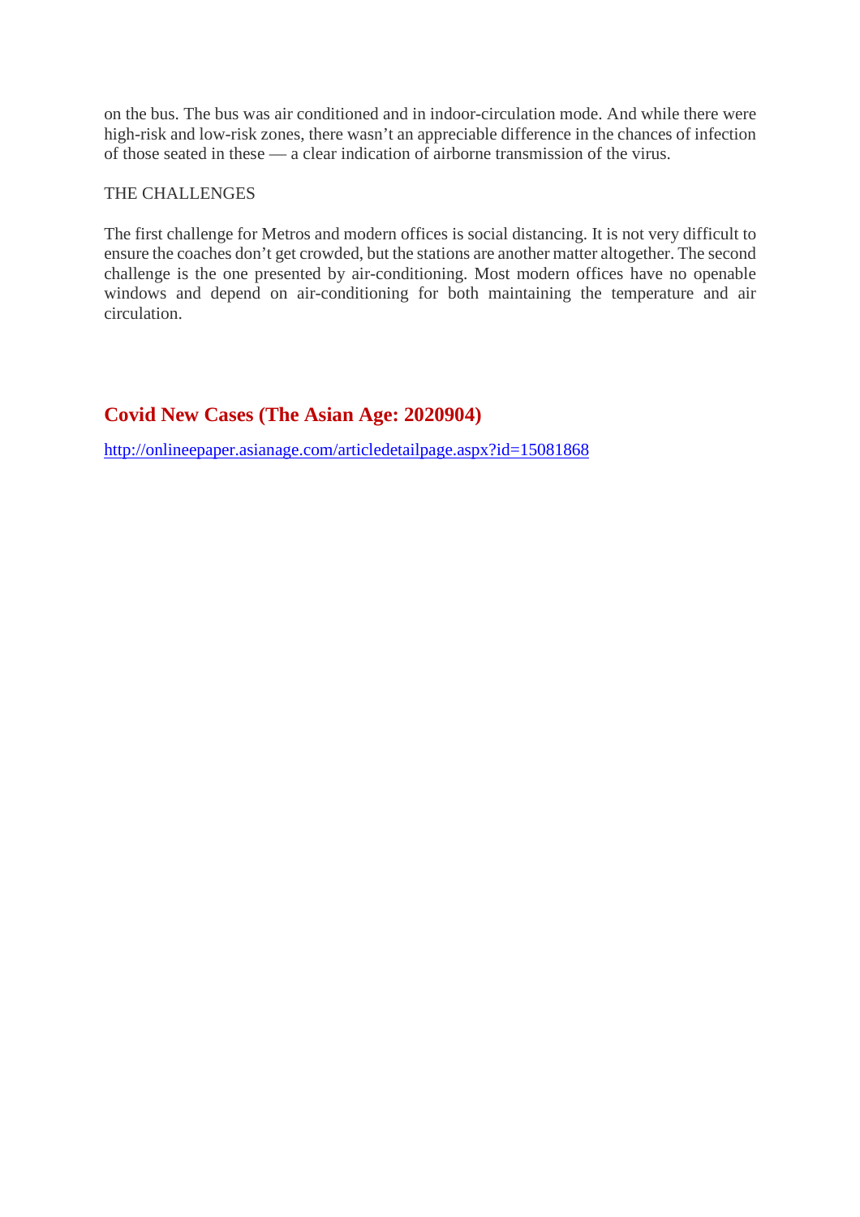on the bus. The bus was air conditioned and in indoor-circulation mode. And while there were high-risk and low-risk zones, there wasn't an appreciable difference in the chances of infection of those seated in these — a clear indication of airborne transmission of the virus.

THE CHALLENGES

The first challenge for Metros and modern offices is social distancing. It is not very difficult to ensure the coaches don't get crowded, but the stations are another matter altogether. The second challenge is the one presented by air-conditioning. Most modern offices have no openable windows and depend on air-conditioning for both maintaining the temperature and air circulation.

## Covid New Cases (The Asian Age: 2020904)

http://onlineepaper.asianage.com/articledetailpage.aspx?id=15081868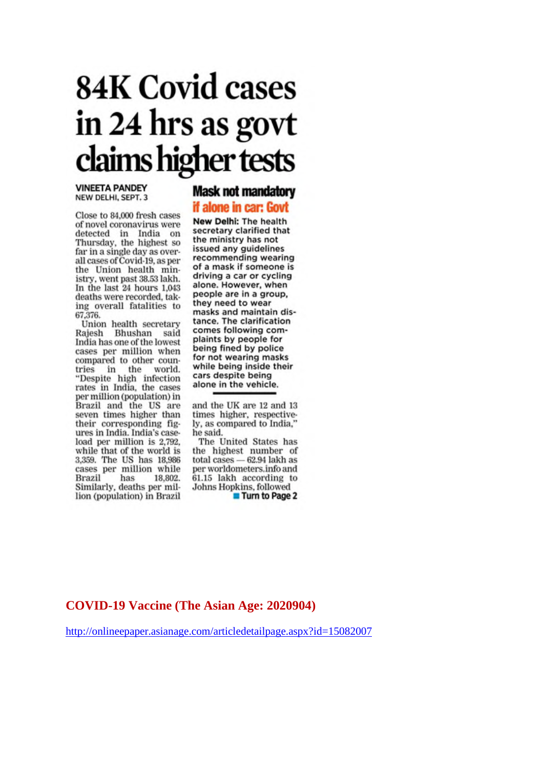# 84K Covid cases in 24 hrs as govt claims higher tests

**VINEETA PANDEY**
NEW DELHI, SEPT. 3

Close to 84,000 fresh cases of novel coronavirus were detected in India on Thursday, the highest so far in a single day as overall cases of Covid-19, as per the Union health ministry, went past 38.53 lakh. In the last 24 hours 1,043 deaths were recorded, taking overall fatalities to 67,376.

Union health secretary Rajesh Bhushan said India has one of the lowest cases per million when compared to other countries in the world. "Despite high infection rates in India, the cases per million (population) in Brazil and the US are seven times higher than their corresponding figures in India. India's caseload per million is 2,792, while that of the world is 3,359. The US has 18,986 cases per million while Brazil has 18,802. Similarly, deaths per million (population) in Brazil and the UK are 12 and 13 times higher, respectively, as compared to India," he said.

The United States has the highest number of total cases — 62.94 lakh as per worldometers.info and 61.15 lakh according to Johns Hopkins, followed

**Turn to Page 2**

## Mask not mandatory if alone in car: Govt

**New Delhi:** The health secretary clarified that the ministry has not issued any guidelines recommending wearing of a mask if someone is driving a car or cycling alone. However, when people are in a group, they need to wear masks and maintain distance. The clarification comes following complaints by people for being fined by police for not wearing masks while being inside their cars despite being alone in the vehicle.

## COVID-19 Vaccine (The Asian Age: 2020904)

http://onlineepaper.asianage.com/articledetailpage.aspx?id=15082007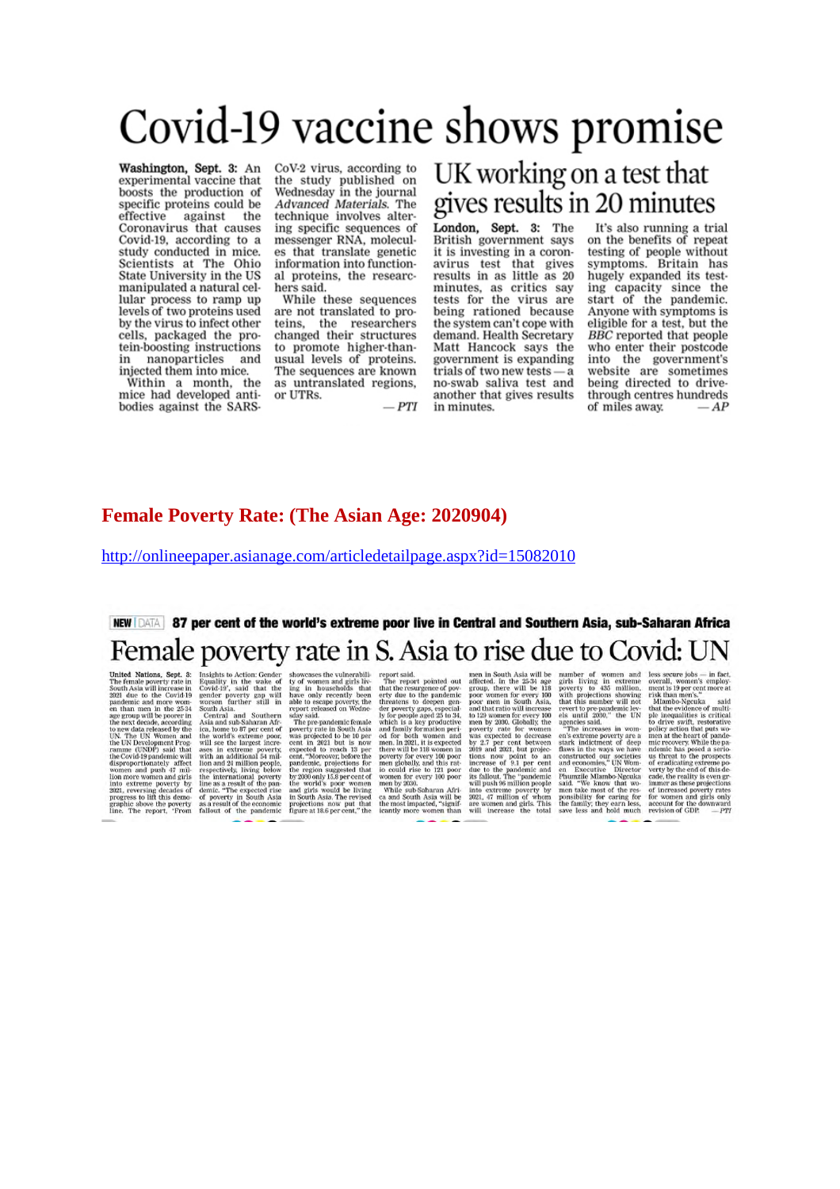# Covid-19 vaccine shows promise

**Washington, Sept. 3:** An experimental vaccine that boosts the production of specific proteins could be effective against the Coronavirus that causes Covid-19, according to a study conducted in mice. Scientists at The Ohio State University in the US manipulated a natural cellular process to ramp up levels of two proteins used by the virus to infect other cells, packaged the protein-boosting instructions in nanoparticles and injected them into mice.

Within a month, the mice had developed antibodies against the SARS-CoV-2 virus, according to the study published on Wednesday in the journal *Advanced Materials*. The technique involves altering specific sequences of messenger RNA, molecules that translate genetic information into functional proteins, the researchers said.

While these sequences are not translated to proteins, the researchers changed their structures to promote higher-than-usual levels of proteins. The sequences are known as untranslated regions, or UTRs.

— *PTI*

# UK working on a test that gives results in 20 minutes

**London, Sept. 3:** The British government says it is investing in a coronavirus test that gives results in as little as 20 minutes, as critics say tests for the virus are being rationed because the system can't cope with demand. Health Secretary Matt Hancock says the government is expanding trials of two new tests — a no-swab saliva test and another that gives results in minutes.

It's also running a trial on the benefits of repeat testing of people without symptoms. Britain has hugely expanded its testing capacity since the start of the pandemic. Anyone with symptoms is eligible for a test, but the *BBC* reported that people who enter their postcode into the government's website are sometimes being directed to drive-through centres hundreds of miles away.

— *AP*

**Female Poverty Rate: (The Asian Age: 2020904)**

http://onlineepaper.asianage.com/articledetailpage.aspx?id=15082010

NEW | DATA **87 per cent of the world's extreme poor live in Central and Southern Asia, sub-Saharan Africa**

# Female poverty rate in S. Asia to rise due to Covid: UN

**United Nations, Sept. 3:** The female poverty rate in South Asia will increase in 2021 due to the Covid-19 pandemic and more women than men in the 25-34 age group will be poorer in the next decade, according to new data released by the UN. The UN Women and the UN Development Programme (UNDP) said that the Covid-19 pandemic will disproportionately affect women and push 47 million more women and girls into extreme poverty by 2021, reversing decades of progress to lift this demographic above the poverty line. The report, "From Insights to Action: Gender Equality in the wake of Covid-19", said that the gender poverty gap will worsen further still in South Asia.

Central and Southern Asia and sub-Saharan Africa, home to 87 per cent of the world's extreme poor, will see the largest increases in extreme poverty, with an additional 54 million and 24 million people, respectively, living below the international poverty line as a result of the pandemic. "The expected rise of poverty in South Asia as a result of the economic fallout of the pandemic showcases the vulnerability of women and girls living in households that have only recently been able to escape poverty, the report released on Wednesday said.

The pre-pandemic female poverty rate in South Asia was projected to be 10 per cent in 2021 but is now expected to reach 13 per cent. "Moreover, before the pandemic, projections for the region suggested that by 2030 only 15.8 per cent of the world's poor women and girls would be living in South Asia. The revised projections now put that figure at 18.6 per cent," the report said.

The report pointed out that the resurgence of poverty due to the pandemic threatens to deepen gender poverty gaps, especially for people aged 25 to 34, which is a key productive and family formation period for both women and men. In 2021, it is expected there will be 118 women in poverty for every 100 poor men globally, and this ratio could rise to 121 poor women for every 100 poor men by 2030.

While sub-Saharan Africa and South Asia will be the most impacted, "significantly more women than men in South Asia will be affected. In the 25-34 age group, there will be 118 poor women for every 100 poor men in South Asia, and that ratio will increase to 129 women for every 100 men by 2030. Globally, the poverty rate for women was expected to decrease by 2.7 per cent between 2019 and 2021, but projections now point to an increase of 9.1 per cent due to the pandemic and its fallout. The "pandemic will push 96 million people into extreme poverty by 2021, 47 million of whom are women and girls. This will increase the total number of women and girls living in extreme poverty to 435 million, with projections showing that this number will not revert to pre-pandemic levels until 2030," the UN agencies said.

"The increases in women's extreme poverty are a stark indictment of deep flaws in the ways we have constructed our societies and economies," UN Women Executive Director Phumzile Mlambo-Ngcuka said. "We know that women take most of the responsibility for caring for the family; they earn less, save less and hold much less secure jobs — in fact, overall, women's employment is 19 per cent more at risk than men's."

Mlambo-Ngcuka said that the evidence of multiple inequalities is critical to drive swift, restorative policy action that puts women at the heart of pandemic recovery. While the pandemic has posed a serious threat to the prospects of eradicating extreme poverty by the end of this decade, the reality is even grimmer as these projections of increased poverty rates for women and girls only account for the downward revision of GDP.

— *PTI*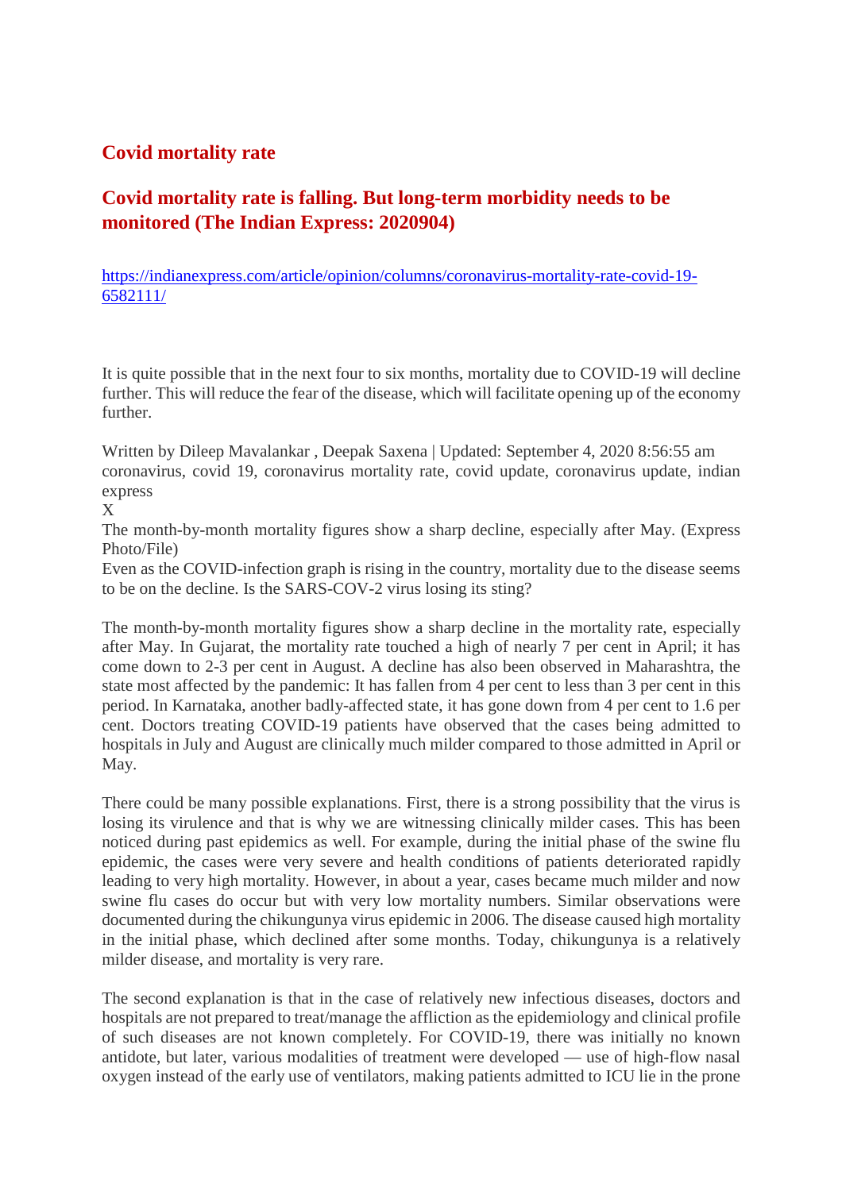## Covid mortality rate

### Covid mortality rate is falling. But long-term morbidity needs to be monitored (The Indian Express: 2020904)

https://indianexpress.com/article/opinion/columns/coronavirus-mortality-rate-covid-19-6582111/

It is quite possible that in the next four to six months, mortality due to COVID-19 will decline further. This will reduce the fear of the disease, which will facilitate opening up of the economy further.

Written by Dileep Mavalankar , Deepak Saxena | Updated: September 4, 2020 8:56:55 am
coronavirus, covid 19, coronavirus mortality rate, covid update, coronavirus update, indian express
X
The month-by-month mortality figures show a sharp decline, especially after May. (Express Photo/File)
Even as the COVID-infection graph is rising in the country, mortality due to the disease seems to be on the decline. Is the SARS-COV-2 virus losing its sting?

The month-by-month mortality figures show a sharp decline in the mortality rate, especially after May. In Gujarat, the mortality rate touched a high of nearly 7 per cent in April; it has come down to 2-3 per cent in August. A decline has also been observed in Maharashtra, the state most affected by the pandemic: It has fallen from 4 per cent to less than 3 per cent in this period. In Karnataka, another badly-affected state, it has gone down from 4 per cent to 1.6 per cent. Doctors treating COVID-19 patients have observed that the cases being admitted to hospitals in July and August are clinically much milder compared to those admitted in April or May.

There could be many possible explanations. First, there is a strong possibility that the virus is losing its virulence and that is why we are witnessing clinically milder cases. This has been noticed during past epidemics as well. For example, during the initial phase of the swine flu epidemic, the cases were very severe and health conditions of patients deteriorated rapidly leading to very high mortality. However, in about a year, cases became much milder and now swine flu cases do occur but with very low mortality numbers. Similar observations were documented during the chikungunya virus epidemic in 2006. The disease caused high mortality in the initial phase, which declined after some months. Today, chikungunya is a relatively milder disease, and mortality is very rare.

The second explanation is that in the case of relatively new infectious diseases, doctors and hospitals are not prepared to treat/manage the affliction as the epidemiology and clinical profile of such diseases are not known completely. For COVID-19, there was initially no known antidote, but later, various modalities of treatment were developed — use of high-flow nasal oxygen instead of the early use of ventilators, making patients admitted to ICU lie in the prone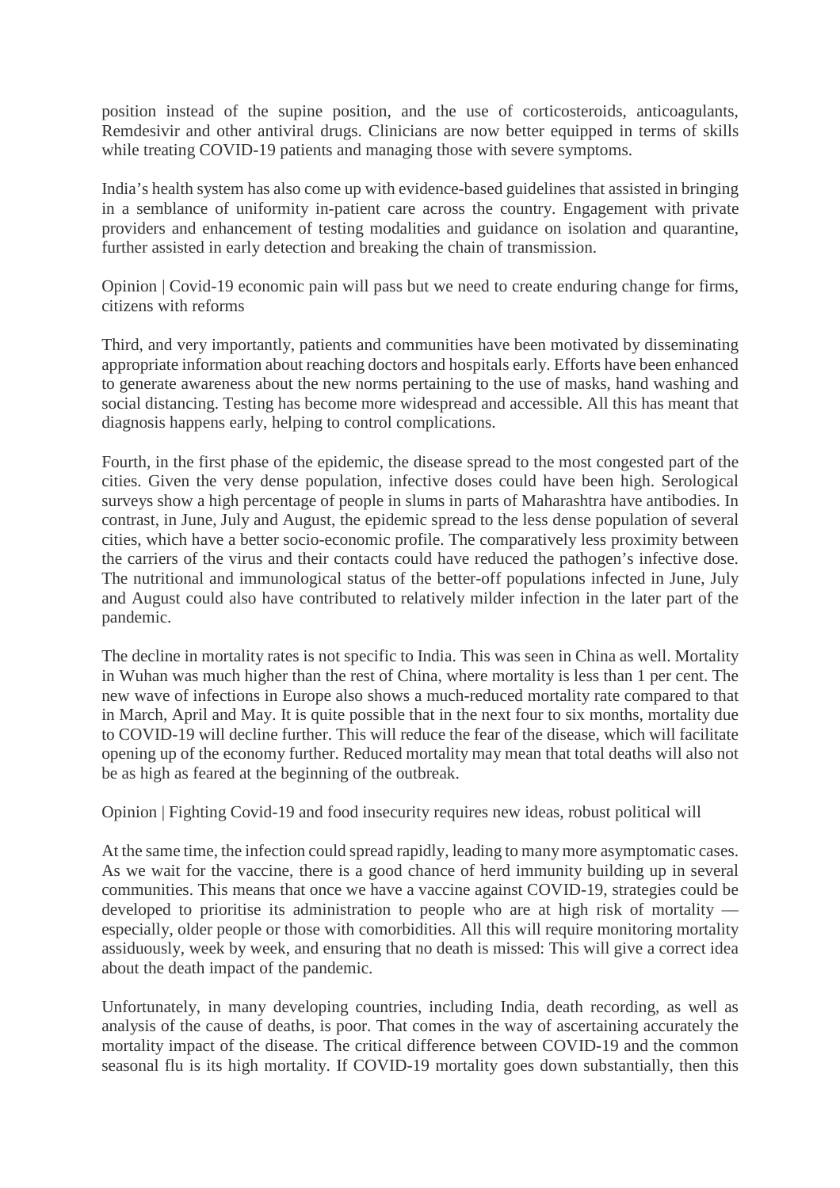position instead of the supine position, and the use of corticosteroids, anticoagulants, Remdesivir and other antiviral drugs. Clinicians are now better equipped in terms of skills while treating COVID-19 patients and managing those with severe symptoms.

India's health system has also come up with evidence-based guidelines that assisted in bringing in a semblance of uniformity in-patient care across the country. Engagement with private providers and enhancement of testing modalities and guidance on isolation and quarantine, further assisted in early detection and breaking the chain of transmission.

Opinion | Covid-19 economic pain will pass but we need to create enduring change for firms, citizens with reforms

Third, and very importantly, patients and communities have been motivated by disseminating appropriate information about reaching doctors and hospitals early. Efforts have been enhanced to generate awareness about the new norms pertaining to the use of masks, hand washing and social distancing. Testing has become more widespread and accessible. All this has meant that diagnosis happens early, helping to control complications.

Fourth, in the first phase of the epidemic, the disease spread to the most congested part of the cities. Given the very dense population, infective doses could have been high. Serological surveys show a high percentage of people in slums in parts of Maharashtra have antibodies. In contrast, in June, July and August, the epidemic spread to the less dense population of several cities, which have a better socio-economic profile. The comparatively less proximity between the carriers of the virus and their contacts could have reduced the pathogen's infective dose. The nutritional and immunological status of the better-off populations infected in June, July and August could also have contributed to relatively milder infection in the later part of the pandemic.

The decline in mortality rates is not specific to India. This was seen in China as well. Mortality in Wuhan was much higher than the rest of China, where mortality is less than 1 per cent. The new wave of infections in Europe also shows a much-reduced mortality rate compared to that in March, April and May. It is quite possible that in the next four to six months, mortality due to COVID-19 will decline further. This will reduce the fear of the disease, which will facilitate opening up of the economy further. Reduced mortality may mean that total deaths will also not be as high as feared at the beginning of the outbreak.

Opinion | Fighting Covid-19 and food insecurity requires new ideas, robust political will

At the same time, the infection could spread rapidly, leading to many more asymptomatic cases. As we wait for the vaccine, there is a good chance of herd immunity building up in several communities. This means that once we have a vaccine against COVID-19, strategies could be developed to prioritise its administration to people who are at high risk of mortality — especially, older people or those with comorbidities. All this will require monitoring mortality assiduously, week by week, and ensuring that no death is missed: This will give a correct idea about the death impact of the pandemic.

Unfortunately, in many developing countries, including India, death recording, as well as analysis of the cause of deaths, is poor. That comes in the way of ascertaining accurately the mortality impact of the disease. The critical difference between COVID-19 and the common seasonal flu is its high mortality. If COVID-19 mortality goes down substantially, then this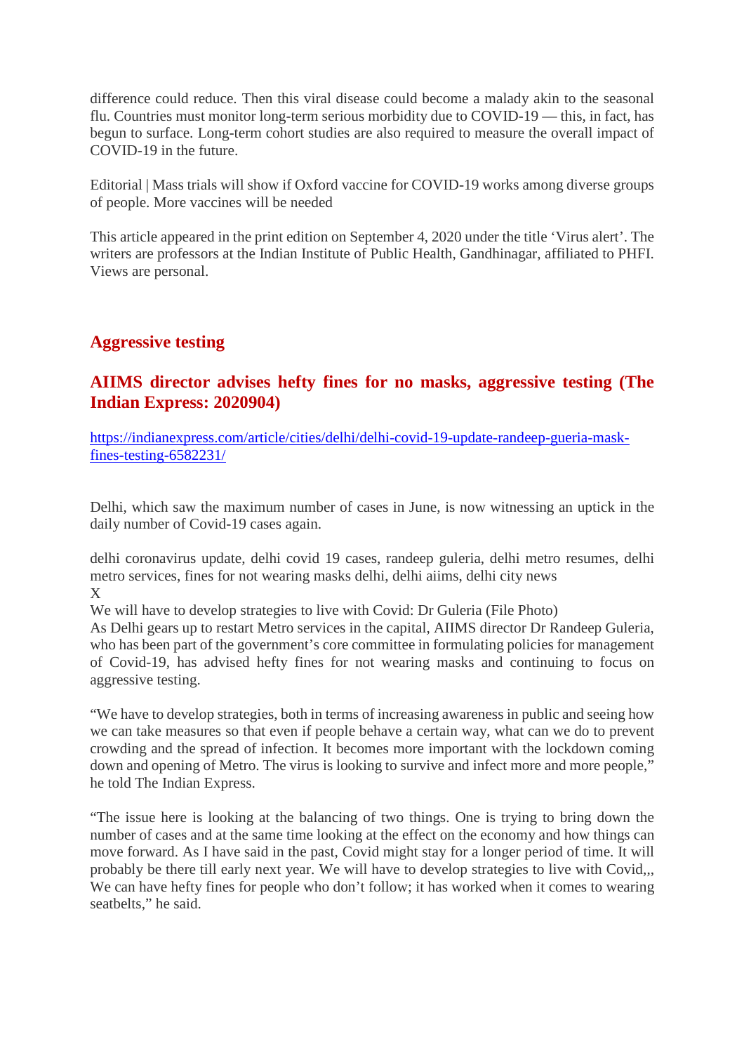difference could reduce. Then this viral disease could become a malady akin to the seasonal flu. Countries must monitor long-term serious morbidity due to COVID-19 — this, in fact, has begun to surface. Long-term cohort studies are also required to measure the overall impact of COVID-19 in the future.

Editorial | Mass trials will show if Oxford vaccine for COVID-19 works among diverse groups of people. More vaccines will be needed

This article appeared in the print edition on September 4, 2020 under the title ‘Virus alert’. The writers are professors at the Indian Institute of Public Health, Gandhinagar, affiliated to PHFI. Views are personal.

## Aggressive testing

### AIIMS director advises hefty fines for no masks, aggressive testing (The Indian Express: 2020904)

https://indianexpress.com/article/cities/delhi/delhi-covid-19-update-randeep-gueria-mask-fines-testing-6582231/

Delhi, which saw the maximum number of cases in June, is now witnessing an uptick in the daily number of Covid-19 cases again.

delhi coronavirus update, delhi covid 19 cases, randeep guleria, delhi metro resumes, delhi metro services, fines for not wearing masks delhi, delhi aiims, delhi city news
X
We will have to develop strategies to live with Covid: Dr Guleria (File Photo)
As Delhi gears up to restart Metro services in the capital, AIIMS director Dr Randeep Guleria, who has been part of the government’s core committee in formulating policies for management of Covid-19, has advised hefty fines for not wearing masks and continuing to focus on aggressive testing.

“We have to develop strategies, both in terms of increasing awareness in public and seeing how we can take measures so that even if people behave a certain way, what can we do to prevent crowding and the spread of infection. It becomes more important with the lockdown coming down and opening of Metro. The virus is looking to survive and infect more and more people,” he told The Indian Express.

“The issue here is looking at the balancing of two things. One is trying to bring down the number of cases and at the same time looking at the effect on the economy and how things can move forward. As I have said in the past, Covid might stay for a longer period of time. It will probably be there till early next year. We will have to develop strategies to live with Covid,,, We can have hefty fines for people who don’t follow; it has worked when it comes to wearing seatbelts,” he said.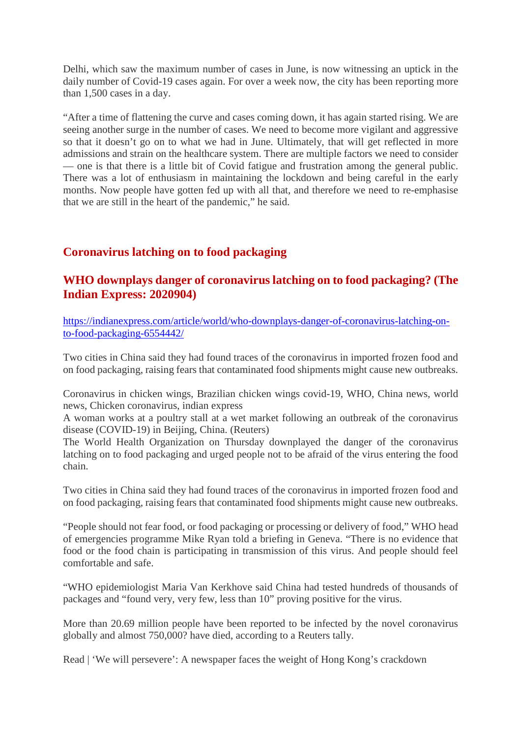Delhi, which saw the maximum number of cases in June, is now witnessing an uptick in the daily number of Covid-19 cases again. For over a week now, the city has been reporting more than 1,500 cases in a day.

“After a time of flattening the curve and cases coming down, it has again started rising. We are seeing another surge in the number of cases. We need to become more vigilant and aggressive so that it doesn’t go on to what we had in June. Ultimately, that will get reflected in more admissions and strain on the healthcare system. There are multiple factors we need to consider — one is that there is a little bit of Covid fatigue and frustration among the general public. There was a lot of enthusiasm in maintaining the lockdown and being careful in the early months. Now people have gotten fed up with all that, and therefore we need to re-emphasise that we are still in the heart of the pandemic,” he said.

## Coronavirus latching on to food packaging

## WHO downplays danger of coronavirus latching on to food packaging? (The Indian Express: 2020904)

https://indianexpress.com/article/world/who-downplays-danger-of-coronavirus-latching-on-to-food-packaging-6554442/

Two cities in China said they had found traces of the coronavirus in imported frozen food and on food packaging, raising fears that contaminated food shipments might cause new outbreaks.

Coronavirus in chicken wings, Brazilian chicken wings covid-19, WHO, China news, world news, Chicken coronavirus, indian express
A woman works at a poultry stall at a wet market following an outbreak of the coronavirus disease (COVID-19) in Beijing, China. (Reuters)
The World Health Organization on Thursday downplayed the danger of the coronavirus latching on to food packaging and urged people not to be afraid of the virus entering the food chain.

Two cities in China said they had found traces of the coronavirus in imported frozen food and on food packaging, raising fears that contaminated food shipments might cause new outbreaks.

“People should not fear food, or food packaging or processing or delivery of food,” WHO head of emergencies programme Mike Ryan told a briefing in Geneva. “There is no evidence that food or the food chain is participating in transmission of this virus. And people should feel comfortable and safe.

“WHO epidemiologist Maria Van Kerkhove said China had tested hundreds of thousands of packages and “found very, very few, less than 10” proving positive for the virus.

More than 20.69 million people have been reported to be infected by the novel coronavirus globally and almost 750,000? have died, according to a Reuters tally.

Read | ‘We will persevere’: A newspaper faces the weight of Hong Kong’s crackdown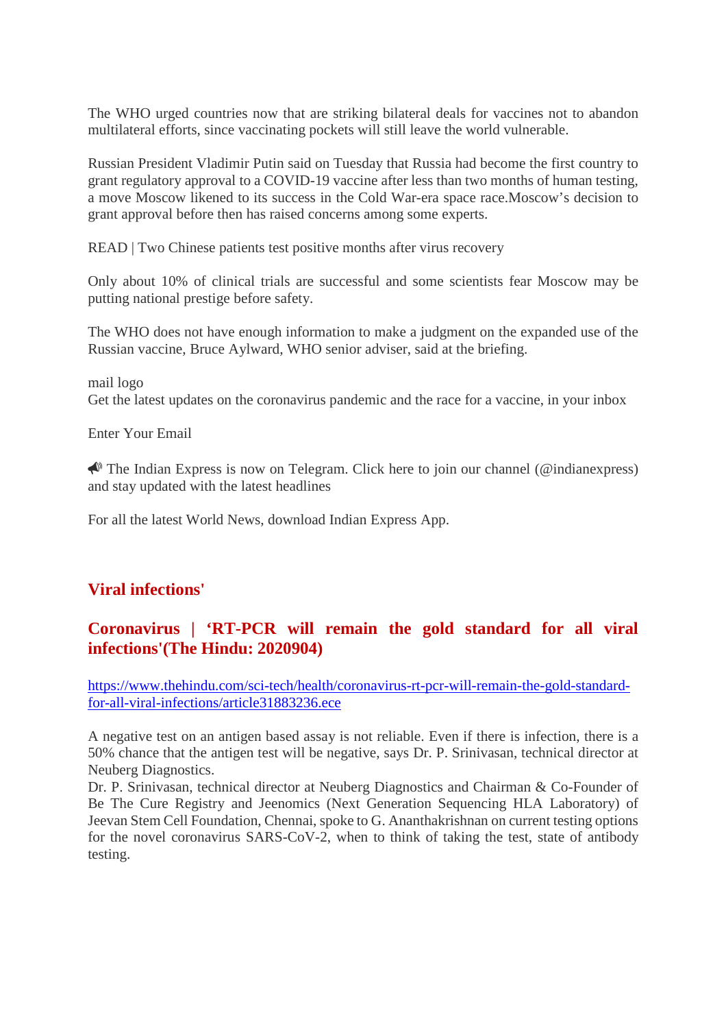The WHO urged countries now that are striking bilateral deals for vaccines not to abandon multilateral efforts, since vaccinating pockets will still leave the world vulnerable.

Russian President Vladimir Putin said on Tuesday that Russia had become the first country to grant regulatory approval to a COVID-19 vaccine after less than two months of human testing, a move Moscow likened to its success in the Cold War-era space race.Moscow's decision to grant approval before then has raised concerns among some experts.

READ | Two Chinese patients test positive months after virus recovery

Only about 10% of clinical trials are successful and some scientists fear Moscow may be putting national prestige before safety.

The WHO does not have enough information to make a judgment on the expanded use of the Russian vaccine, Bruce Aylward, WHO senior adviser, said at the briefing.

mail logo
Get the latest updates on the coronavirus pandemic and the race for a vaccine, in your inbox

Enter Your Email

📣 The Indian Express is now on Telegram. Click here to join our channel (@indianexpress) and stay updated with the latest headlines

For all the latest World News, download Indian Express App.

## Viral infections'

## Coronavirus | 'RT-PCR will remain the gold standard for all viral infections'(The Hindu: 2020904)

https://www.thehindu.com/sci-tech/health/coronavirus-rt-pcr-will-remain-the-gold-standard-for-all-viral-infections/article31883236.ece

A negative test on an antigen based assay is not reliable. Even if there is infection, there is a 50% chance that the antigen test will be negative, says Dr. P. Srinivasan, technical director at Neuberg Diagnostics.
Dr. P. Srinivasan, technical director at Neuberg Diagnostics and Chairman & Co-Founder of Be The Cure Registry and Jeenomics (Next Generation Sequencing HLA Laboratory) of Jeevan Stem Cell Foundation, Chennai, spoke to G. Ananthakrishnan on current testing options for the novel coronavirus SARS-CoV-2, when to think of taking the test, state of antibody testing.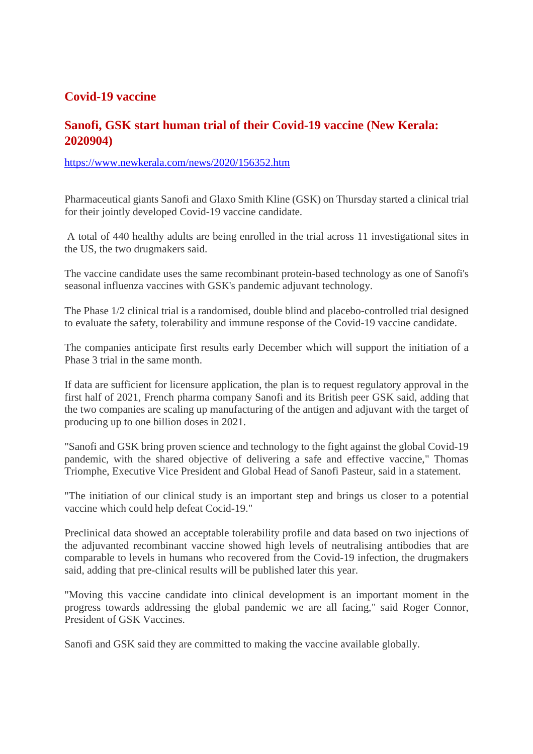## Covid-19 vaccine

## Sanofi, GSK start human trial of their Covid-19 vaccine (New Kerala: 2020904)

https://www.newkerala.com/news/2020/156352.htm

Pharmaceutical giants Sanofi and Glaxo Smith Kline (GSK) on Thursday started a clinical trial for their jointly developed Covid-19 vaccine candidate.

A total of 440 healthy adults are being enrolled in the trial across 11 investigational sites in the US, the two drugmakers said.

The vaccine candidate uses the same recombinant protein-based technology as one of Sanofi's seasonal influenza vaccines with GSK's pandemic adjuvant technology.

The Phase 1/2 clinical trial is a randomised, double blind and placebo-controlled trial designed to evaluate the safety, tolerability and immune response of the Covid-19 vaccine candidate.

The companies anticipate first results early December which will support the initiation of a Phase 3 trial in the same month.

If data are sufficient for licensure application, the plan is to request regulatory approval in the first half of 2021, French pharma company Sanofi and its British peer GSK said, adding that the two companies are scaling up manufacturing of the antigen and adjuvant with the target of producing up to one billion doses in 2021.

"Sanofi and GSK bring proven science and technology to the fight against the global Covid-19 pandemic, with the shared objective of delivering a safe and effective vaccine," Thomas Triomphe, Executive Vice President and Global Head of Sanofi Pasteur, said in a statement.

"The initiation of our clinical study is an important step and brings us closer to a potential vaccine which could help defeat Cocid-19."

Preclinical data showed an acceptable tolerability profile and data based on two injections of the adjuvanted recombinant vaccine showed high levels of neutralising antibodies that are comparable to levels in humans who recovered from the Covid-19 infection, the drugmakers said, adding that pre-clinical results will be published later this year.

"Moving this vaccine candidate into clinical development is an important moment in the progress towards addressing the global pandemic we are all facing," said Roger Connor, President of GSK Vaccines.

Sanofi and GSK said they are committed to making the vaccine available globally.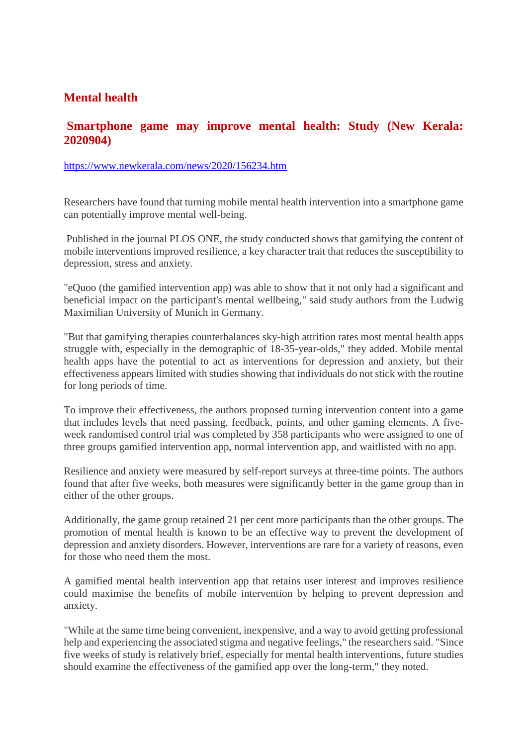## Mental health

### Smartphone game may improve mental health: Study (New Kerala: 2020904)

https://www.newkerala.com/news/2020/156234.htm

Researchers have found that turning mobile mental health intervention into a smartphone game can potentially improve mental well-being.

Published in the journal PLOS ONE, the study conducted shows that gamifying the content of mobile interventions improved resilience, a key character trait that reduces the susceptibility to depression, stress and anxiety.

"eQuoo (the gamified intervention app) was able to show that it not only had a significant and beneficial impact on the participant's mental wellbeing," said study authors from the Ludwig Maximilian University of Munich in Germany.

"But that gamifying therapies counterbalances sky-high attrition rates most mental health apps struggle with, especially in the demographic of 18-35-year-olds," they added. Mobile mental health apps have the potential to act as interventions for depression and anxiety, but their effectiveness appears limited with studies showing that individuals do not stick with the routine for long periods of time.

To improve their effectiveness, the authors proposed turning intervention content into a game that includes levels that need passing, feedback, points, and other gaming elements. A five-week randomised control trial was completed by 358 participants who were assigned to one of three groups gamified intervention app, normal intervention app, and waitlisted with no app.

Resilience and anxiety were measured by self-report surveys at three-time points. The authors found that after five weeks, both measures were significantly better in the game group than in either of the other groups.

Additionally, the game group retained 21 per cent more participants than the other groups. The promotion of mental health is known to be an effective way to prevent the development of depression and anxiety disorders. However, interventions are rare for a variety of reasons, even for those who need them the most.

A gamified mental health intervention app that retains user interest and improves resilience could maximise the benefits of mobile intervention by helping to prevent depression and anxiety.

"While at the same time being convenient, inexpensive, and a way to avoid getting professional help and experiencing the associated stigma and negative feelings," the researchers said. "Since five weeks of study is relatively brief, especially for mental health interventions, future studies should examine the effectiveness of the gamified app over the long-term," they noted.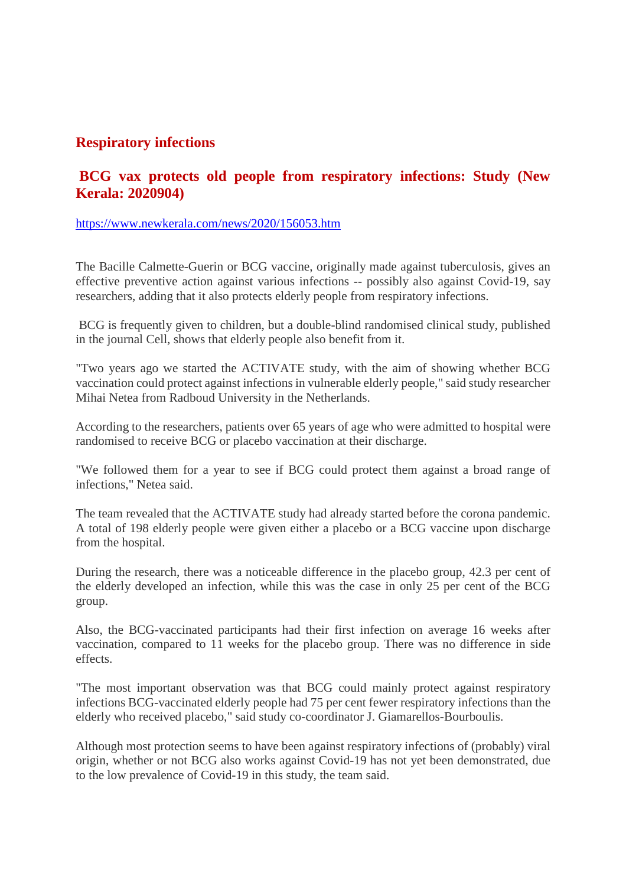## Respiratory infections

### BCG vax protects old people from respiratory infections: Study (New Kerala: 2020904)

https://www.newkerala.com/news/2020/156053.htm

The Bacille Calmette-Guerin or BCG vaccine, originally made against tuberculosis, gives an effective preventive action against various infections -- possibly also against Covid-19, say researchers, adding that it also protects elderly people from respiratory infections.

BCG is frequently given to children, but a double-blind randomised clinical study, published in the journal Cell, shows that elderly people also benefit from it.

"Two years ago we started the ACTIVATE study, with the aim of showing whether BCG vaccination could protect against infections in vulnerable elderly people," said study researcher Mihai Netea from Radboud University in the Netherlands.

According to the researchers, patients over 65 years of age who were admitted to hospital were randomised to receive BCG or placebo vaccination at their discharge.

"We followed them for a year to see if BCG could protect them against a broad range of infections," Netea said.

The team revealed that the ACTIVATE study had already started before the corona pandemic. A total of 198 elderly people were given either a placebo or a BCG vaccine upon discharge from the hospital.

During the research, there was a noticeable difference in the placebo group, 42.3 per cent of the elderly developed an infection, while this was the case in only 25 per cent of the BCG group.

Also, the BCG-vaccinated participants had their first infection on average 16 weeks after vaccination, compared to 11 weeks for the placebo group. There was no difference in side effects.

"The most important observation was that BCG could mainly protect against respiratory infections BCG-vaccinated elderly people had 75 per cent fewer respiratory infections than the elderly who received placebo," said study co-coordinator J. Giamarellos-Bourboulis.

Although most protection seems to have been against respiratory infections of (probably) viral origin, whether or not BCG also works against Covid-19 has not yet been demonstrated, due to the low prevalence of Covid-19 in this study, the team said.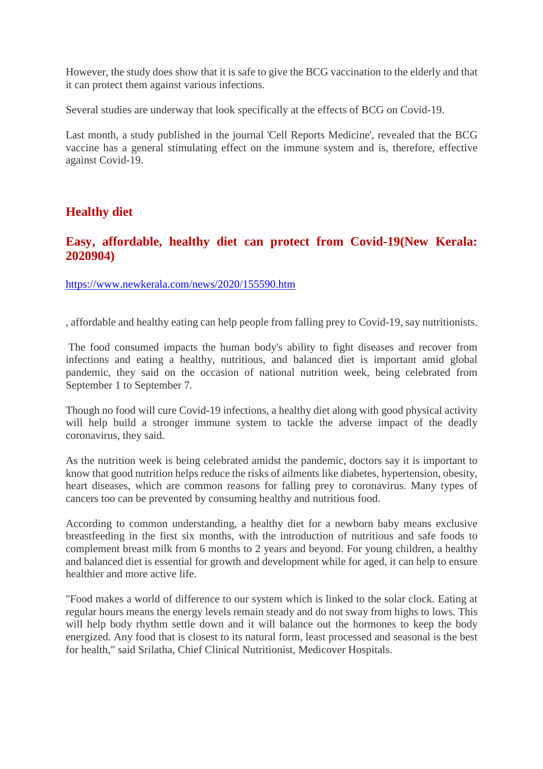However, the study does show that it is safe to give the BCG vaccination to the elderly and that it can protect them against various infections.

Several studies are underway that look specifically at the effects of BCG on Covid-19.

Last month, a study published in the journal 'Cell Reports Medicine', revealed that the BCG vaccine has a general stimulating effect on the immune system and is, therefore, effective against Covid-19.

## Healthy diet

### Easy, affordable, healthy diet can protect from Covid-19(New Kerala: 2020904)

https://www.newkerala.com/news/2020/155590.htm

, affordable and healthy eating can help people from falling prey to Covid-19, say nutritionists.

The food consumed impacts the human body's ability to fight diseases and recover from infections and eating a healthy, nutritious, and balanced diet is important amid global pandemic, they said on the occasion of national nutrition week, being celebrated from September 1 to September 7.

Though no food will cure Covid-19 infections, a healthy diet along with good physical activity will help build a stronger immune system to tackle the adverse impact of the deadly coronavirus, they said.

As the nutrition week is being celebrated amidst the pandemic, doctors say it is important to know that good nutrition helps reduce the risks of ailments like diabetes, hypertension, obesity, heart diseases, which are common reasons for falling prey to coronavirus. Many types of cancers too can be prevented by consuming healthy and nutritious food.

According to common understanding, a healthy diet for a newborn baby means exclusive breastfeeding in the first six months, with the introduction of nutritious and safe foods to complement breast milk from 6 months to 2 years and beyond. For young children, a healthy and balanced diet is essential for growth and development while for aged, it can help to ensure healthier and more active life.

"Food makes a world of difference to our system which is linked to the solar clock. Eating at regular hours means the energy levels remain steady and do not sway from highs to lows. This will help body rhythm settle down and it will balance out the hormones to keep the body energized. Any food that is closest to its natural form, least processed and seasonal is the best for health," said Srilatha, Chief Clinical Nutritionist, Medicover Hospitals.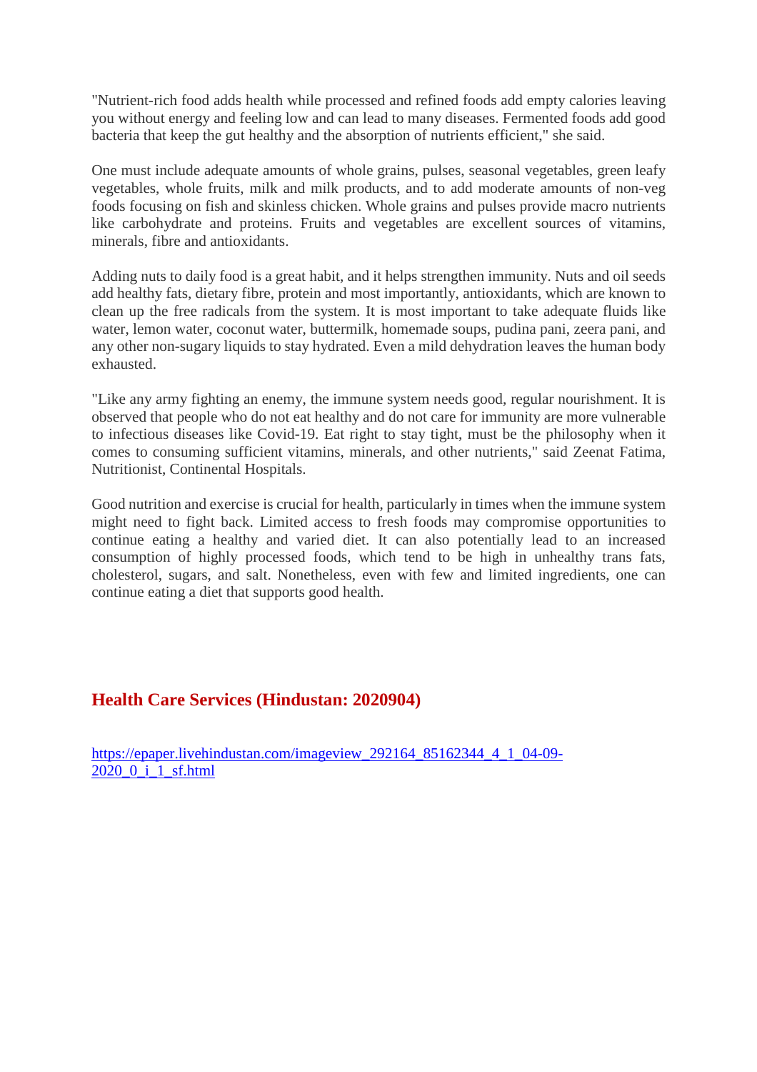"Nutrient-rich food adds health while processed and refined foods add empty calories leaving you without energy and feeling low and can lead to many diseases. Fermented foods add good bacteria that keep the gut healthy and the absorption of nutrients efficient," she said.

One must include adequate amounts of whole grains, pulses, seasonal vegetables, green leafy vegetables, whole fruits, milk and milk products, and to add moderate amounts of non-veg foods focusing on fish and skinless chicken. Whole grains and pulses provide macro nutrients like carbohydrate and proteins. Fruits and vegetables are excellent sources of vitamins, minerals, fibre and antioxidants.

Adding nuts to daily food is a great habit, and it helps strengthen immunity. Nuts and oil seeds add healthy fats, dietary fibre, protein and most importantly, antioxidants, which are known to clean up the free radicals from the system. It is most important to take adequate fluids like water, lemon water, coconut water, buttermilk, homemade soups, pudina pani, zeera pani, and any other non-sugary liquids to stay hydrated. Even a mild dehydration leaves the human body exhausted.

"Like any army fighting an enemy, the immune system needs good, regular nourishment. It is observed that people who do not eat healthy and do not care for immunity are more vulnerable to infectious diseases like Covid-19. Eat right to stay tight, must be the philosophy when it comes to consuming sufficient vitamins, minerals, and other nutrients," said Zeenat Fatima, Nutritionist, Continental Hospitals.

Good nutrition and exercise is crucial for health, particularly in times when the immune system might need to fight back. Limited access to fresh foods may compromise opportunities to continue eating a healthy and varied diet. It can also potentially lead to an increased consumption of highly processed foods, which tend to be high in unhealthy trans fats, cholesterol, sugars, and salt. Nonetheless, even with few and limited ingredients, one can continue eating a diet that supports good health.

## Health Care Services (Hindustan: 2020904)

[https://epaper.livehindustan.com/imageview_292164_85162344_4_1_04-09-2020_0_i_1_sf.html](https://epaper.livehindustan.com/imageview_292164_85162344_4_1_04-09-2020_0_i_1_sf.html)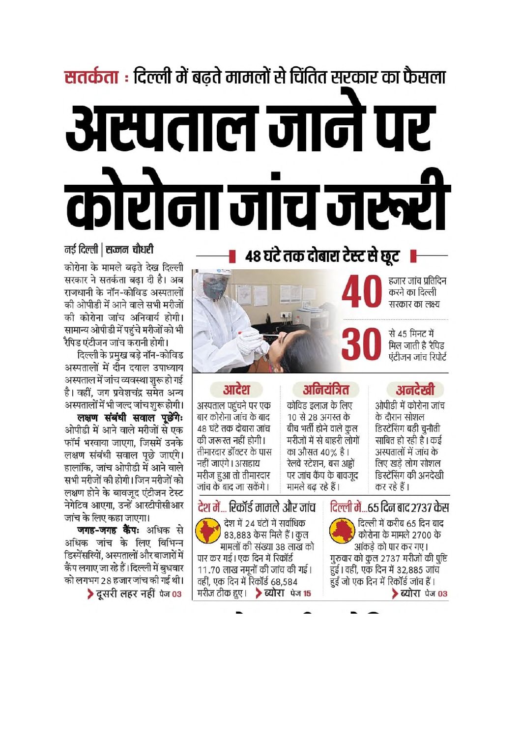**सतर्कता :** दिल्ली में बढ़ते मामलों से चिंतित सरकार का फैसला

# अस्पताल जाने पर कोरोना जांच जरूरी

नई दिल्ली | **सज्जन चौधरी**

कोरोना के मामले बढ़ते देख दिल्ली सरकार ने सतर्कता बढ़ा दी है। अब राजधानी के नॉन-कोविड अस्पतालों की ओपीडी में आने वाले सभी मरीजों की कोरोना जांच अनिवार्य होगी। सामान्य ओपीडी में पहुंचे मरीजों को भी रैपिड एंटीजन जांच करानी होगी।

दिल्ली के प्रमुख बड़े नॉन-कोविड अस्पतालों में दीन दयाल उपाध्याय अस्पताल में जांच व्यवस्था शुरू हो गई है। वहीं, जग प्रवेशचंद्र समेत अन्य अस्पतालों में भी जल्द जांच शुरू होगी।

**लक्षण संबंधी सवाल पूछेंगे:** ओपीडी में आने वाले मरीजों से एक फॉर्म भरवाया जाएगा, जिसमें उनके लक्षण संबंधी सवाल पूछे जाएंगे। हालांकि, जांच ओपीडी में आने वाले सभी मरीजों की होगी। जिन मरीजों को लक्षण होने के बावजूद एंटीजन टेस्ट नेगेटिव आएगा, उन्हें आरटीपीसीआर जांच के लिए कहा जाएगा।

**जगह-जगह कैंप:** अधिक से अधिक जांच के लिए विभिन्न डिस्पेंसरियों, अस्पतालों और बाजारों में कैंप लगाए जा रहे हैं। दिल्ली में बुधवार को लगभग 28 हजार जांच की गई थी।

➤ दूसरी लहर नहीं पेज 03

## 48 घंटे तक दोबारा टेस्ट से छूट

**40** हजार जांच प्रतिदिन करने का दिल्ली सरकार का लक्ष्य

**30** से 45 मिनट में मिल जाती है रैपिड एंटीजन जांच रिपोर्ट

### आदेश

अस्पताल पहुंचने पर एक बार कोरोना जांच के बाद 48 घंटे तक दोबारा जांच की जरूरत नहीं होगी। तीमारदार डॉक्टर के पास नहीं जाएंगे। असहाय मरीज हुआ तो तीमारदार जांच के बाद जा सकेंगे।

### अनियंत्रित

कोविड इलाज के लिए 10 से 28 अगस्त के बीच भर्ती होने वाले कुल मरीजों में से बाहरी लोगों का औसत 40% है। रेलवे स्टेशन, बस अड्डों पर जांच कैंप के बावजूद मामले बढ़ रहे हैं।

### अनदेखी

ओपीडी में कोरोना जांच के दौरान सोशल डिस्टेंसिंग बड़ी चुनौती साबित हो रही है। कई अस्पतालों में जांच के लिए खड़े लोग सोशल डिस्टेंसिंग की अनदेखी कर रहे हैं।

### देश में... रिकॉर्ड मामले और जांच

देश में 24 घंटों में सर्वाधिक 83,883 केस मिले हैं। कुल मामलों की संख्या 38 लाख को पार कर गई। एक दिन में रिकॉर्ड 11.70 लाख नमूनों की जांच की गई। वहीं, एक दिन में रिकॉर्ड 68,584 मरीज ठीक हुए। ➤ ब्योरा पेज 15

### दिल्ली में...65 दिन बाद 2737 केस

दिल्ली में करीब 65 दिन बाद कोरोना के मामले 2700 के आंकड़े को पार कर गए। गुरुवार को कुल 2737 मरीजों की पुष्टि हुई। वहीं, एक दिन में 32,885 जांच हुईं जो एक दिन में रिकॉर्ड जांच हैं। ➤ ब्योरा पेज 03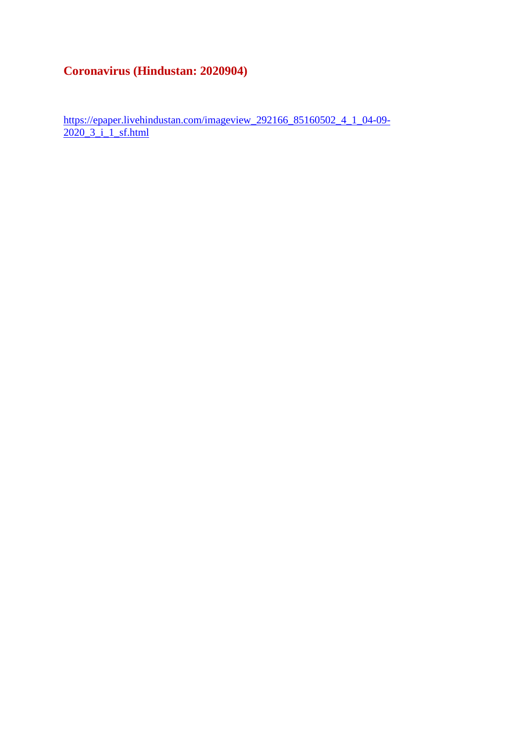## Coronavirus (Hindustan: 2020904)

https://epaper.livehindustan.com/imageview_292166_85160502_4_1_04-09-2020_3_i_1_sf.html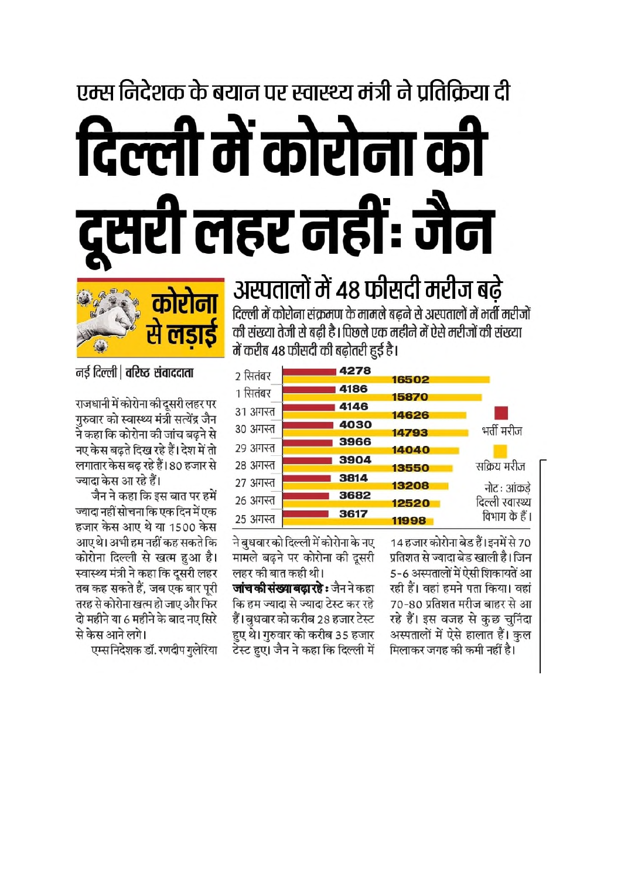एम्स निदेशक के बयान पर स्वास्थ्य मंत्री ने प्रतिक्रिया दी

# दिल्ली में कोरोना की दूसरी लहर नहीं: जैन

कोरोना से लड़ाई

## अस्पतालों में 48 फीसदी मरीज बढ़े

दिल्ली में कोरोना संक्रमण के मामले बढ़ने से अस्पतालों में भर्ती मरीजों की संख्या तेजी से बढ़ी है। पिछले एक महीने में ऐसे मरीजों की संख्या में करीब 48 फीसदी की बढ़ोतरी हुई है।

2 सितंबर 4278 16502
1 सितंबर 4186 15870
31 अगस्त 4146 14626
30 अगस्त 4030 14793
29 अगस्त 3966 14040
28 अगस्त 3904 13550
27 अगस्त 3814 13208
26 अगस्त 3682 12520
25 अगस्त 3617 11998

भर्ती मरीज
सक्रिय मरीज

नोट: आंकड़े दिल्ली स्वास्थ्य विभाग के हैं।

**नई दिल्ली | वरिष्ठ संवाददाता**

राजधानी में कोरोना की दूसरी लहर पर गुरुवार को स्वास्थ्य मंत्री सत्येंद्र जैन ने कहा कि कोरोना की जांच बढ़ने से नए केस बढ़ते दिख रहे हैं। देश में तो लगातार केस बढ़ रहे हैं। 80 हजार से ज्यादा केस आ रहे हैं।

जैन ने कहा कि इस बात पर हमें ज्यादा नहीं सोचना कि एक दिन में एक हजार केस आए थे या 1500 केस आए थे। अभी हम नहीं कह सकते कि कोरोना दिल्ली से खत्म हुआ है। स्वास्थ्य मंत्री ने कहा कि दूसरी लहर तब कह सकते हैं, जब एक बार पूरी तरह से कोरोना खत्म हो जाए और फिर दो महीने या 6 महीने के बाद नए सिरे से केस आने लगे।

एम्स निदेशक डॉ. रणदीप गुलेरिया ने बुधवार को दिल्ली में कोरोना के नए मामले बढ़ने पर कोरोना की दूसरी लहर की बात कही थी।

**जांच की संख्या बढ़ा रहे :** जैन ने कहा कि हम ज्यादा से ज्यादा टेस्ट कर रहे हैं। बुधवार को करीब 28 हजार टेस्ट हुए थे। गुरुवार को करीब 35 हजार टेस्ट हुए। जैन ने कहा कि दिल्ली में 14 हजार कोरोना बेड हैं। इनमें से 70 प्रतिशत से ज्यादा बेड खाली है। जिन 5-6 अस्पतालों में ऐसी शिकायतें आ रही हैं। वहां हमने पता किया। वहां 70-80 प्रतिशत मरीज बाहर से आ रहे हैं। इस वजह से कुछ चुनिंदा अस्पतालों में ऐसे हालात हैं। कुल मिलाकर जगह की कमी नहीं है।